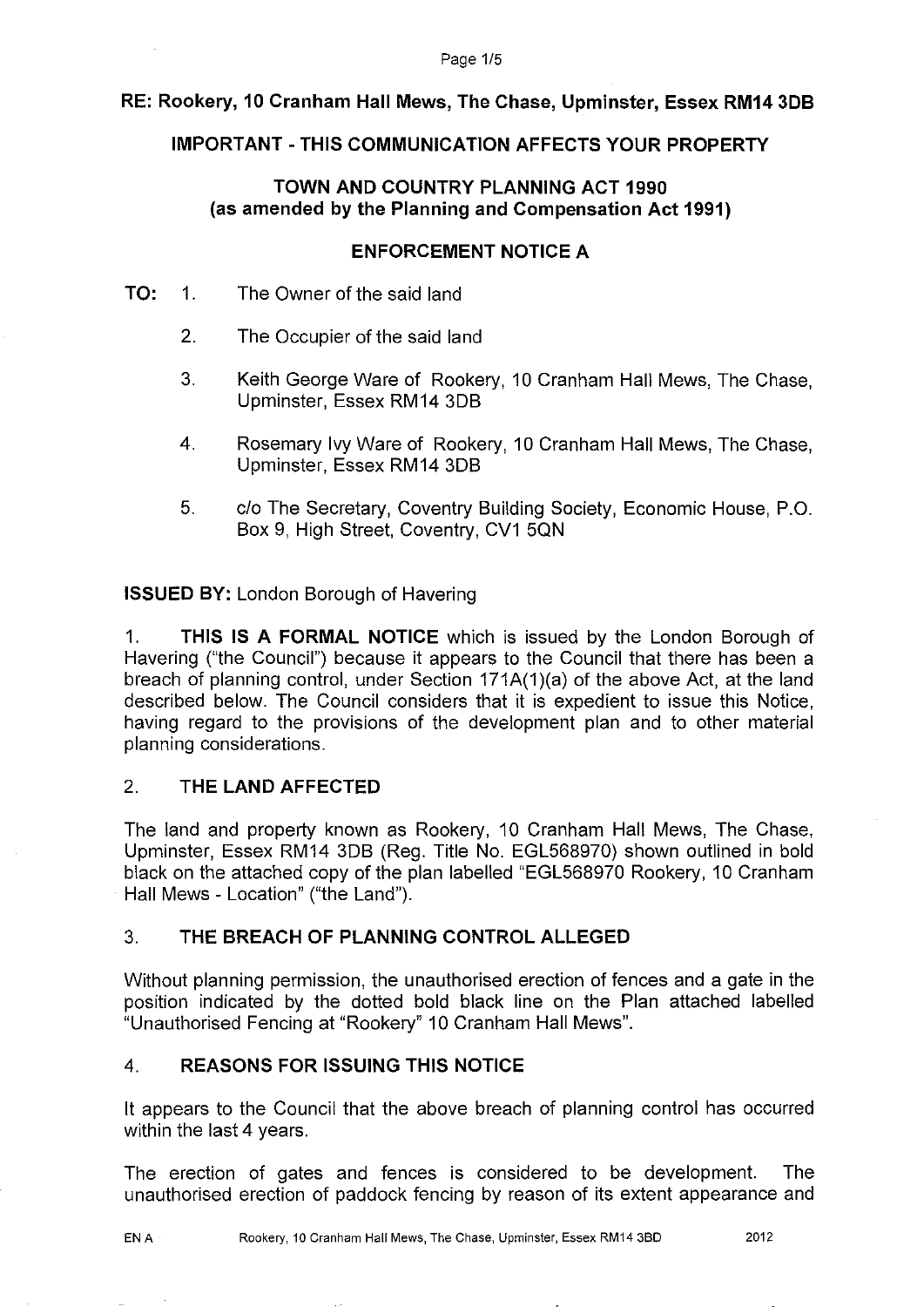**RE: Rookery, 10 Cranham Hall Mews, The Chase, Upminster, Essex RM14 3DB**

**IMPORTANT - THIS COMMUNICATION AFFECTS YOUR PROPERTY**

**TOWN AND COUNTRY PLANNING ACT 1990**
**(as amended by the Planning and Compensation Act 1991)**

**ENFORCEMENT NOTICE A**

**TO:**

1. The Owner of the said land
2. The Occupier of the said land
3. Keith George Ware of Rookery, 10 Cranham Hall Mews, The Chase, Upminster, Essex RM14 3DB
4. Rosemary Ivy Ware of Rookery, 10 Cranham Hall Mews, The Chase, Upminster, Essex RM14 3DB
5. c/o The Secretary, Coventry Building Society, Economic House, P.O. Box 9, High Street, Coventry, CV1 5QN

**ISSUED BY:** London Borough of Havering

1. **THIS IS A FORMAL NOTICE** which is issued by the London Borough of Havering ("the Council") because it appears to the Council that there has been a breach of planning control, under Section 171A(1)(a) of the above Act, at the land described below. The Council considers that it is expedient to issue this Notice, having regard to the provisions of the development plan and to other material planning considerations.

## 2. THE LAND AFFECTED

The land and property known as Rookery, 10 Cranham Hall Mews, The Chase, Upminster, Essex RM14 3DB (Reg. Title No. EGL568970) shown outlined in bold black on the attached copy of the plan labelled "EGL568970 Rookery, 10 Cranham Hall Mews - Location" ("the Land").

## 3. THE BREACH OF PLANNING CONTROL ALLEGED

Without planning permission, the unauthorised erection of fences and a gate in the position indicated by the dotted bold black line on the Plan attached labelled "Unauthorised Fencing at "Rookery" 10 Cranham Hall Mews".

## 4. REASONS FOR ISSUING THIS NOTICE

It appears to the Council that the above breach of planning control has occurred within the last 4 years.

The erection of gates and fences is considered to be development. The unauthorised erection of paddock fencing by reason of its extent appearance and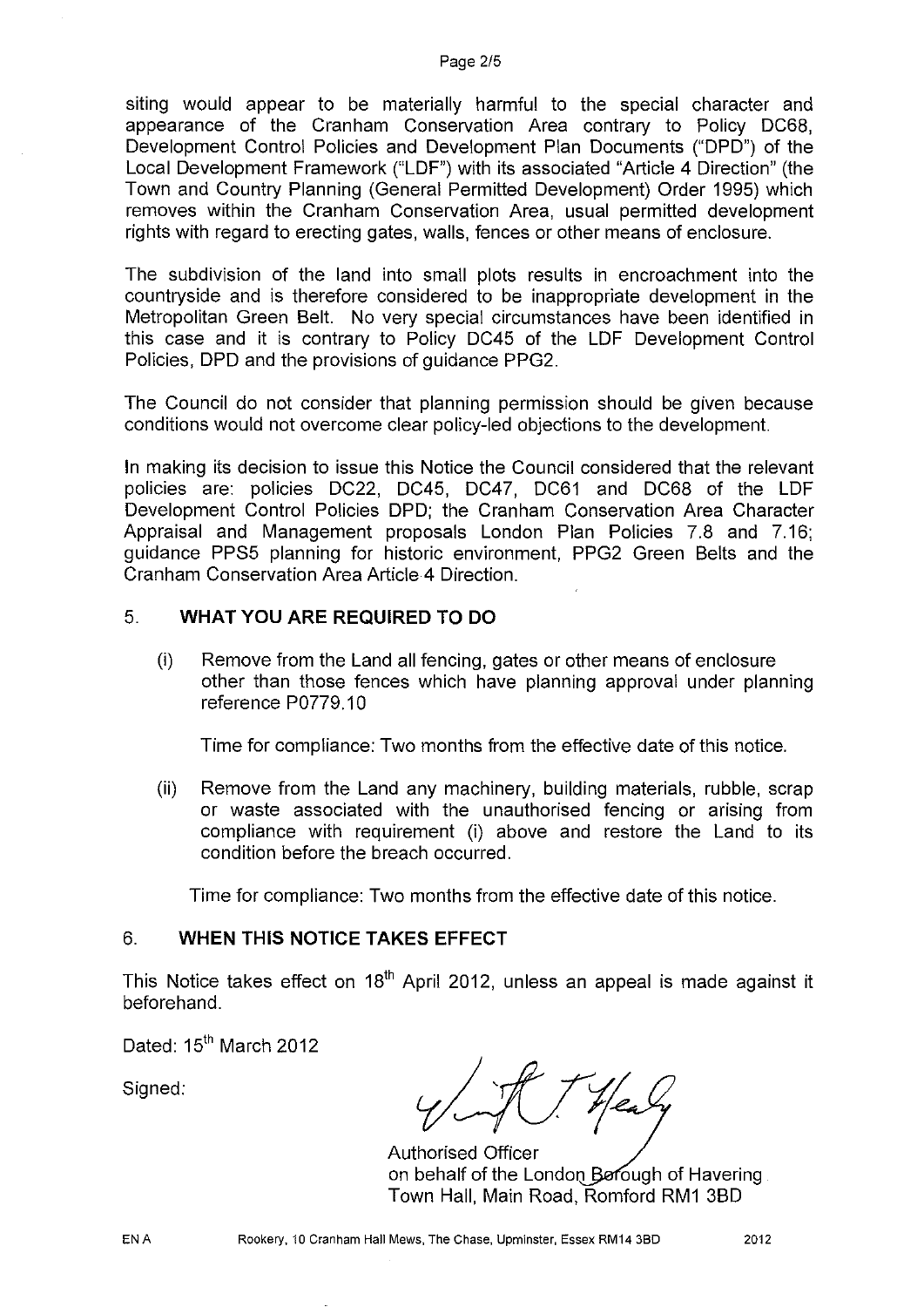siting would appear to be materially harmful to the special character and appearance of the Cranham Conservation Area contrary to Policy DC68, Development Control Policies and Development Plan Documents ("DPD") of the Local Development Framework ("LDF") with its associated "Article 4 Direction" (the Town and Country Planning (General Permitted Development) Order 1995) which removes within the Cranham Conservation Area, usual permitted development rights with regard to erecting gates, walls, fences or other means of enclosure.

The subdivision of the land into small plots results in encroachment into the countryside and is therefore considered to be inappropriate development in the Metropolitan Green Belt. No very special circumstances have been identified in this case and it is contrary to Policy DC45 of the LDF Development Control Policies, DPD and the provisions of guidance PPG2.

The Council do not consider that planning permission should be given because conditions would not overcome clear policy-led objections to the development.

In making its decision to issue this Notice the Council considered that the relevant policies are: policies DC22, DC45, DC47, DC61 and DC68 of the LDF Development Control Policies DPD; the Cranham Conservation Area Character Appraisal and Management proposals London Plan Policies 7.8 and 7.16; guidance PPS5 planning for historic environment, PPG2 Green Belts and the Cranham Conservation Area Article 4 Direction.

## 5. WHAT YOU ARE REQUIRED TO DO

(i) Remove from the Land all fencing, gates or other means of enclosure other than those fences which have planning approval under planning reference P0779.10

Time for compliance: Two months from the effective date of this notice.

(ii) Remove from the Land any machinery, building materials, rubble, scrap or waste associated with the unauthorised fencing or arising from compliance with requirement (i) above and restore the Land to its condition before the breach occurred.

Time for compliance: Two months from the effective date of this notice.

## 6. WHEN THIS NOTICE TAKES EFFECT

This Notice takes effect on 18th April 2012, unless an appeal is made against it beforehand.

Dated: 15th March 2012

Signed:

Authorised Officer
on behalf of the London Borough of Havering
Town Hall, Main Road, Romford RM1 3BD

EN A Rookery, 10 Cranham Hall Mews, The Chase, Upminster, Essex RM14 3BD 2012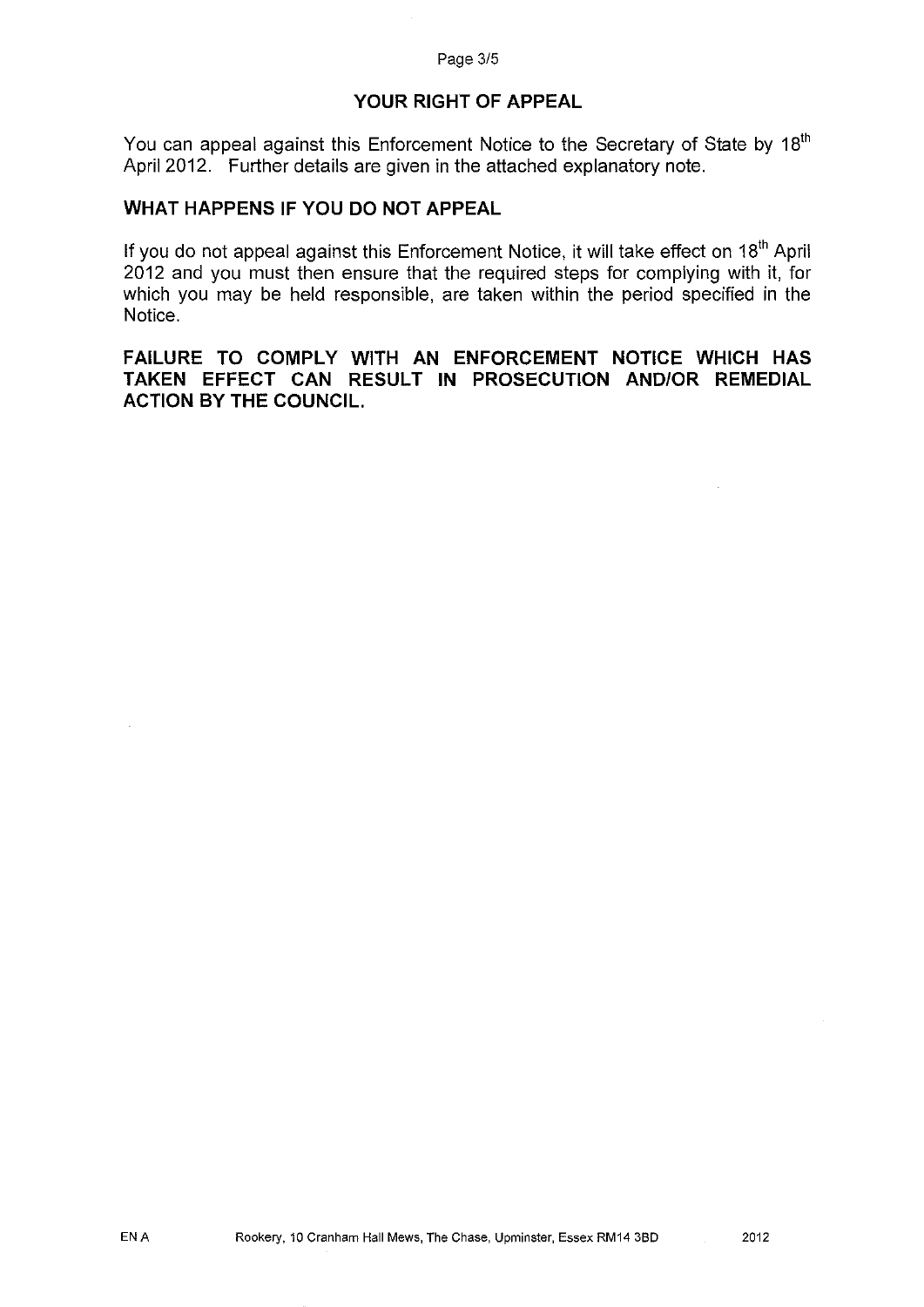## YOUR RIGHT OF APPEAL

You can appeal against this Enforcement Notice to the Secretary of State by 18th April 2012. Further details are given in the attached explanatory note.

## WHAT HAPPENS IF YOU DO NOT APPEAL

If you do not appeal against this Enforcement Notice, it will take effect on 18th April 2012 and you must then ensure that the required steps for complying with it, for which you may be held responsible, are taken within the period specified in the Notice.

**FAILURE TO COMPLY WITH AN ENFORCEMENT NOTICE WHICH HAS TAKEN EFFECT CAN RESULT IN PROSECUTION AND/OR REMEDIAL ACTION BY THE COUNCIL.**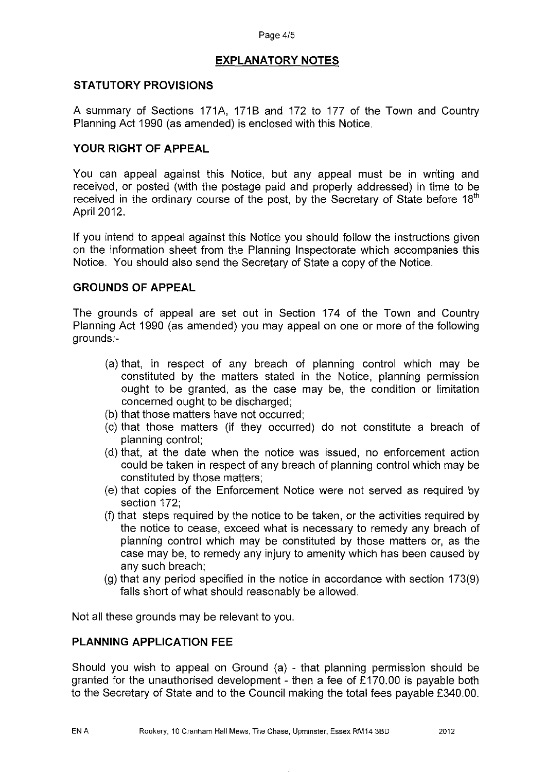## EXPLANATORY NOTES

### STATUTORY PROVISIONS

A summary of Sections 171A, 171B and 172 to 177 of the Town and Country Planning Act 1990 (as amended) is enclosed with this Notice.

### YOUR RIGHT OF APPEAL

You can appeal against this Notice, but any appeal must be in writing and received, or posted (with the postage paid and properly addressed) in time to be received in the ordinary course of the post, by the Secretary of State before 18th April 2012.

If you intend to appeal against this Notice you should follow the instructions given on the information sheet from the Planning Inspectorate which accompanies this Notice. You should also send the Secretary of State a copy of the Notice.

### GROUNDS OF APPEAL

The grounds of appeal are set out in Section 174 of the Town and Country Planning Act 1990 (as amended) you may appeal on one or more of the following grounds:-

(a) that, in respect of any breach of planning control which may be constituted by the matters stated in the Notice, planning permission ought to be granted, as the case may be, the condition or limitation concerned ought to be discharged;
(b) that those matters have not occurred;
(c) that those matters (if they occurred) do not constitute a breach of planning control;
(d) that, at the date when the notice was issued, no enforcement action could be taken in respect of any breach of planning control which may be constituted by those matters;
(e) that copies of the Enforcement Notice were not served as required by section 172;
(f) that steps required by the notice to be taken, or the activities required by the notice to cease, exceed what is necessary to remedy any breach of planning control which may be constituted by those matters or, as the case may be, to remedy any injury to amenity which has been caused by any such breach;
(g) that any period specified in the notice in accordance with section 173(9) falls short of what should reasonably be allowed.

Not all these grounds may be relevant to you.

### PLANNING APPLICATION FEE

Should you wish to appeal on Ground (a) - that planning permission should be granted for the unauthorised development - then a fee of £170.00 is payable both to the Secretary of State and to the Council making the total fees payable £340.00.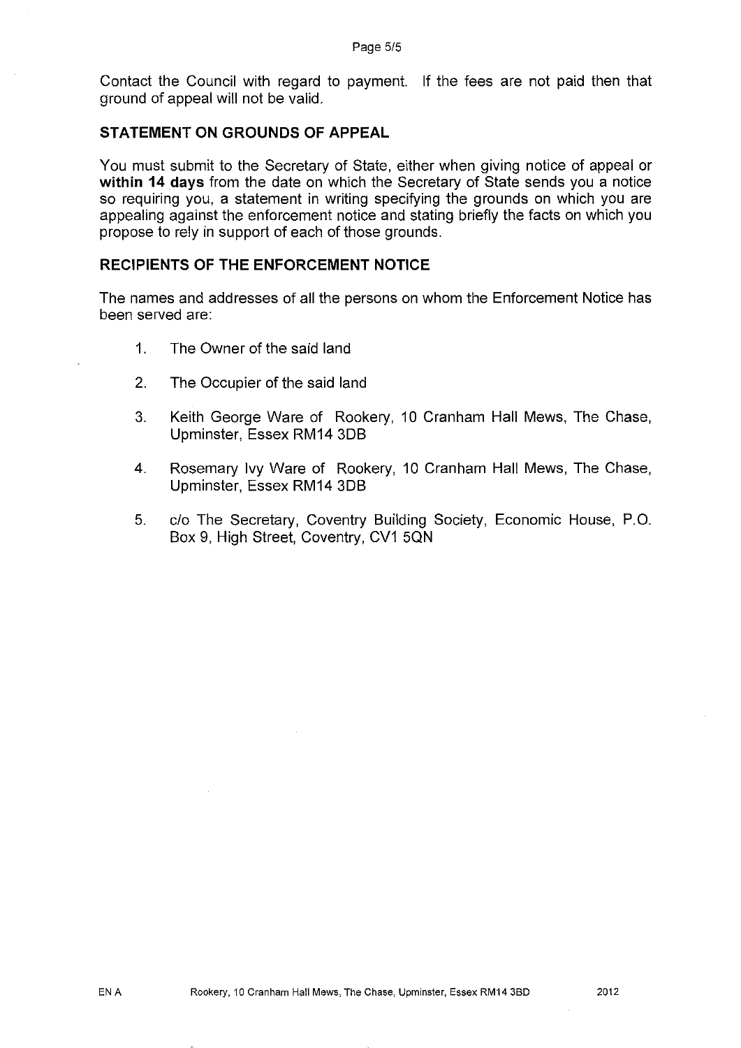Contact the Council with regard to payment. If the fees are not paid then that ground of appeal will not be valid.

## STATEMENT ON GROUNDS OF APPEAL

You must submit to the Secretary of State, either when giving notice of appeal or **within 14 days** from the date on which the Secretary of State sends you a notice so requiring you, a statement in writing specifying the grounds on which you are appealing against the enforcement notice and stating briefly the facts on which you propose to rely in support of each of those grounds.

## RECIPIENTS OF THE ENFORCEMENT NOTICE

The names and addresses of all the persons on whom the Enforcement Notice has been served are:

1. The Owner of the said land
2. The Occupier of the said land
3. Keith George Ware of Rookery, 10 Cranham Hall Mews, The Chase, Upminster, Essex RM14 3DB
4. Rosemary Ivy Ware of Rookery, 10 Cranham Hall Mews, The Chase, Upminster, Essex RM14 3DB
5. c/o The Secretary, Coventry Building Society, Economic House, P.O. Box 9, High Street, Coventry, CV1 5QN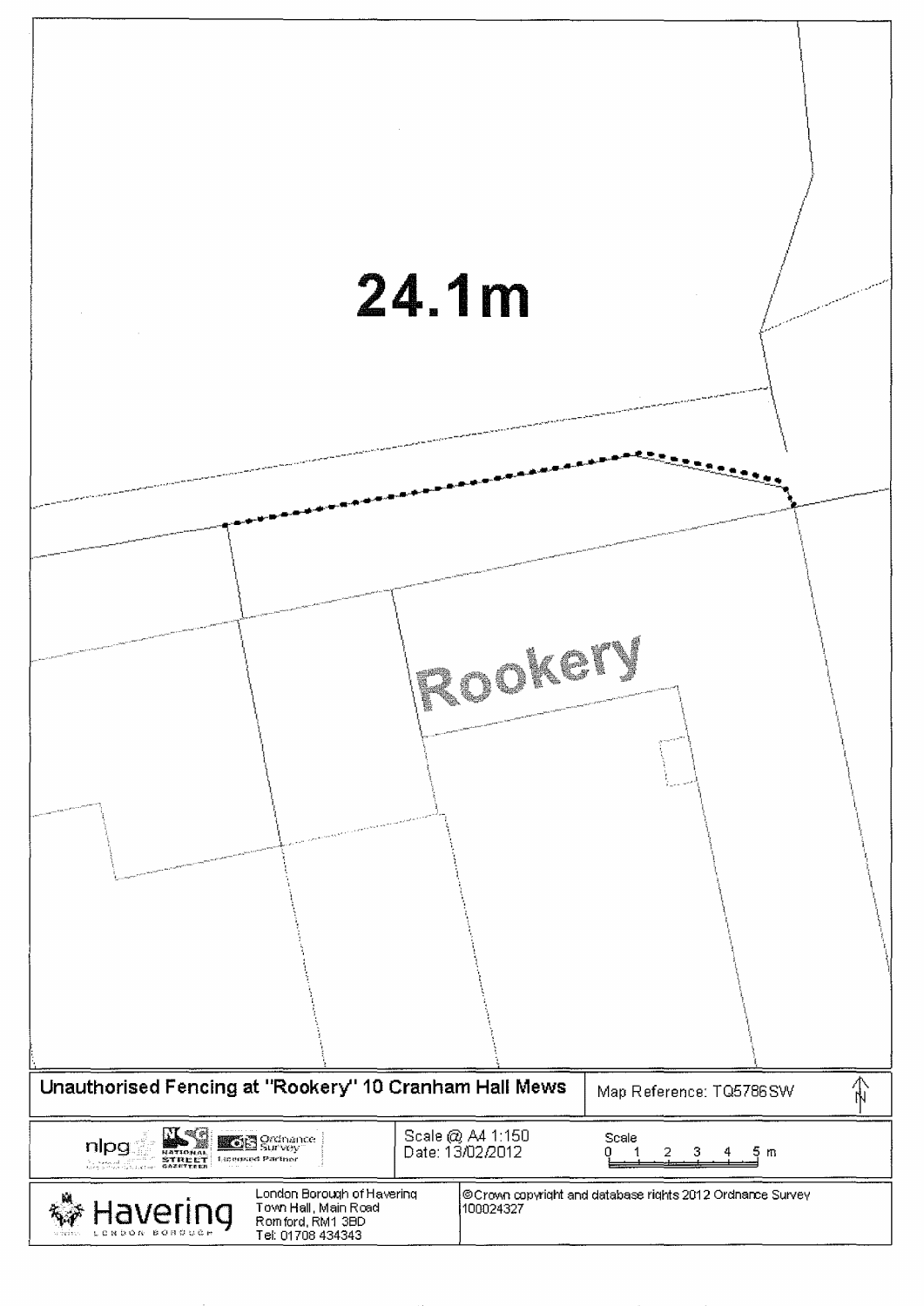24.1m

Rookery

| Unauthorised Fencing at "Rookery" 10 Cranham Hall Mews | Map Reference: TQ5786SW |
|---|---|

nlpg | National Street Gazetteer | Ordnance Survey Licensed Partner

Scale @ A4 1:150
Date: 13/02/2012

Scale 0 1 2 3 4 5 m

Havering London Borough

London Borough of Havering
Town Hall, Main Road
Romford, RM1 3BD
Tel: 01708 434343

©Crown copyright and database rights 2012 Ordnance Survey 100024327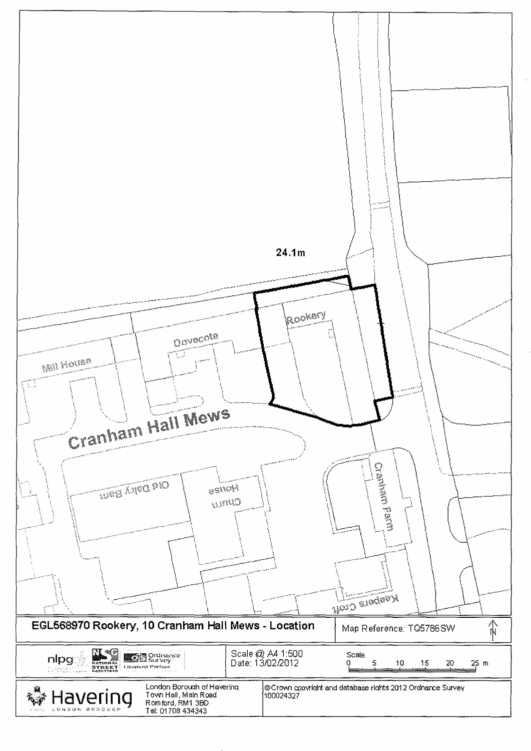24.1m

Rookery

Dovecote

Mill House

Cranham Hall Mews

Old Dairy Barn

Churn House

Cranham Farm

Keepers Croft

| EGL568970 Rookery, 10 Cranham Hall Mews - Location | Map Reference: TQ5786SW | N |
|---|---|---|

nlpg NATIONAL STREET GAZETTEER Ordnance Survey Licensed Partner

Scale @ A4 1:500
Date: 13/02/2012

Scale
0 5 10 15 20 25 m

Havering LONDON BOROUGH

London Borough of Havering
Town Hall, Main Road
Romford, RM1 3BD
Tel: 01708 434343

©Crown copyright and database rights 2012 Ordnance Survey 100024327